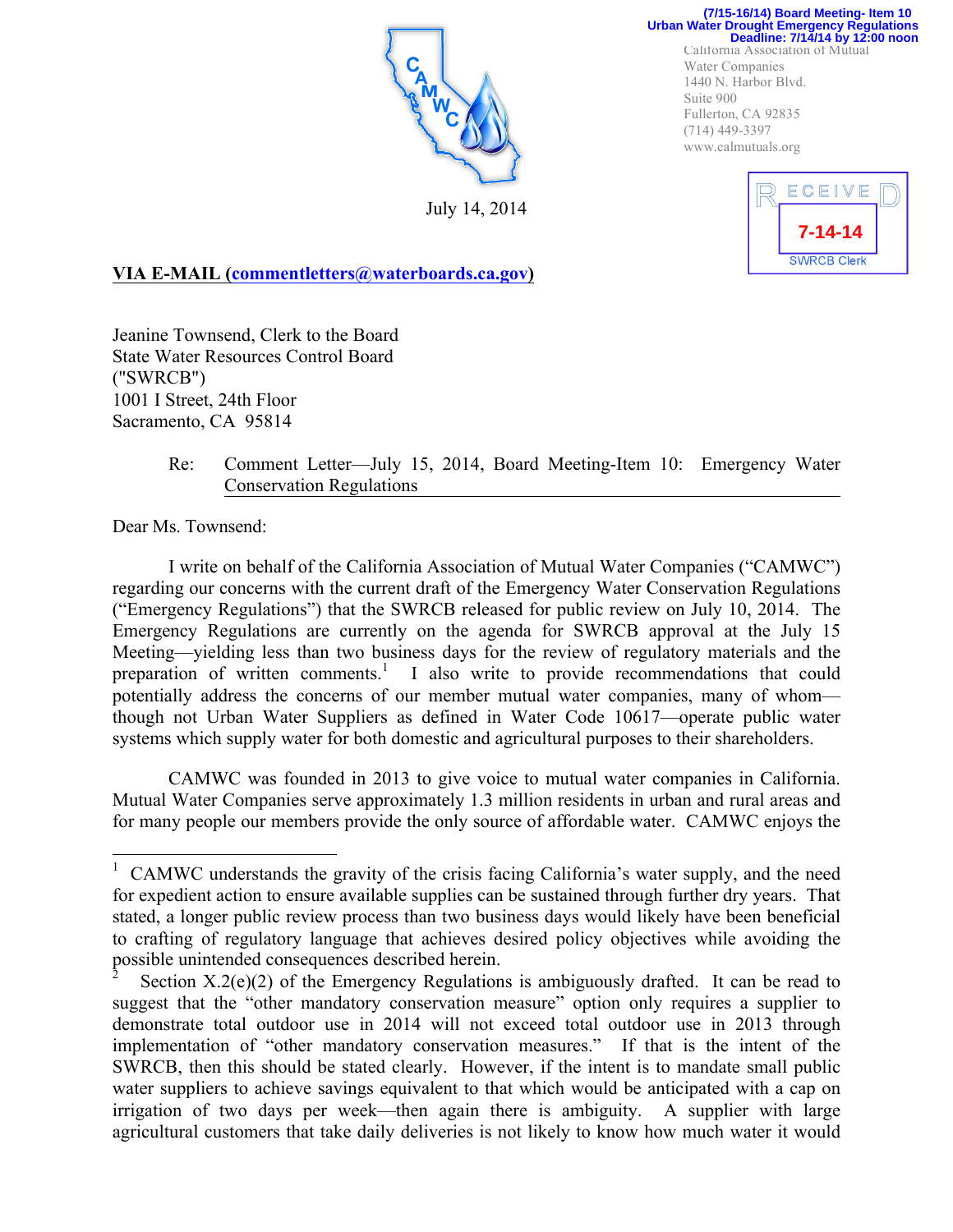(7/15-16/14) Board Meeting- Item 10
Urban Water Drought Emergency Regulations
Deadline: 7/14/14 by 12:00 noon

California Association of Mutual Water Companies
1440 N. Harbor Blvd.
Suite 900
Fullerton, CA 92835
(714) 449-3397
www.calmutuals.org

RECEIVED
7-14-14
SWRCB Clerk

July 14, 2014

**VIA E-MAIL (commentletters@waterboards.ca.gov)**

Jeanine Townsend, Clerk to the Board
State Water Resources Control Board
("SWRCB")
1001 I Street, 24th Floor
Sacramento, CA 95814

Re: Comment Letter—July 15, 2014, Board Meeting-Item 10: Emergency Water Conservation Regulations

Dear Ms. Townsend:

I write on behalf of the California Association of Mutual Water Companies ("CAMWC") regarding our concerns with the current draft of the Emergency Water Conservation Regulations ("Emergency Regulations") that the SWRCB released for public review on July 10, 2014. The Emergency Regulations are currently on the agenda for SWRCB approval at the July 15 Meeting—yielding less than two business days for the review of regulatory materials and the preparation of written comments.[1] I also write to provide recommendations that could potentially address the concerns of our member mutual water companies, many of whom—though not Urban Water Suppliers as defined in Water Code 10617—operate public water systems which supply water for both domestic and agricultural purposes to their shareholders.

CAMWC was founded in 2013 to give voice to mutual water companies in California. Mutual Water Companies serve approximately 1.3 million residents in urban and rural areas and for many people our members provide the only source of affordable water. CAMWC enjoys the

[1] CAMWC understands the gravity of the crisis facing California's water supply, and the need for expedient action to ensure available supplies can be sustained through further dry years. That stated, a longer public review process than two business days would likely have been beneficial to crafting of regulatory language that achieves desired policy objectives while avoiding the possible unintended consequences described herein.

[2] Section X.2(e)(2) of the Emergency Regulations is ambiguously drafted. It can be read to suggest that the "other mandatory conservation measure" option only requires a supplier to demonstrate total outdoor use in 2014 will not exceed total outdoor use in 2013 through implementation of "other mandatory conservation measures." If that is the intent of the SWRCB, then this should be stated clearly. However, if the intent is to mandate small public water suppliers to achieve savings equivalent to that which would be anticipated with a cap on irrigation of two days per week—then again there is ambiguity. A supplier with large agricultural customers that take daily deliveries is not likely to know how much water it would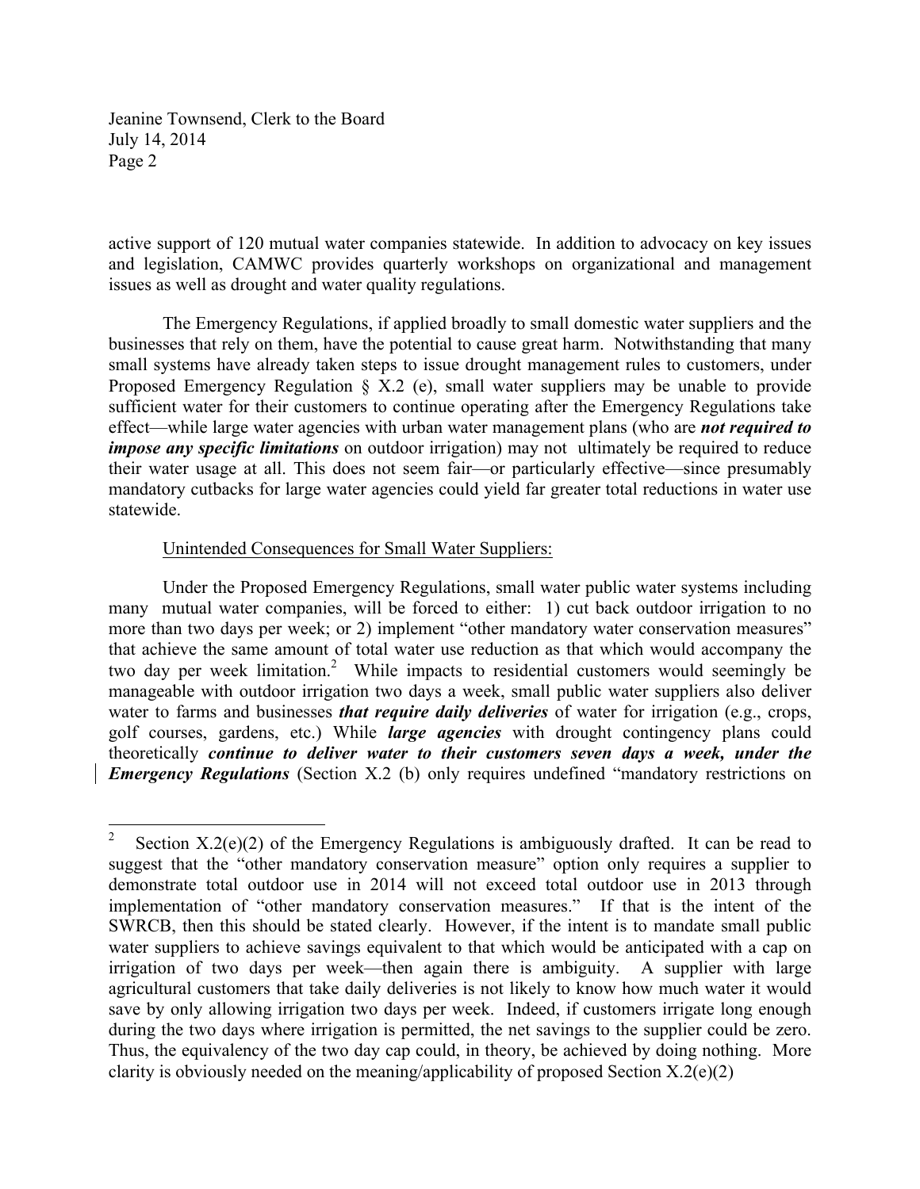active support of 120 mutual water companies statewide. In addition to advocacy on key issues and legislation, CAMWC provides quarterly workshops on organizational and management issues as well as drought and water quality regulations.

The Emergency Regulations, if applied broadly to small domestic water suppliers and the businesses that rely on them, have the potential to cause great harm. Notwithstanding that many small systems have already taken steps to issue drought management rules to customers, under Proposed Emergency Regulation § X.2 (e), small water suppliers may be unable to provide sufficient water for their customers to continue operating after the Emergency Regulations take effect—while large water agencies with urban water management plans (who are ***not required to impose any specific limitations*** on outdoor irrigation) may not ultimately be required to reduce their water usage at all. This does not seem fair—or particularly effective—since presumably mandatory cutbacks for large water agencies could yield far greater total reductions in water use statewide.

<u>Unintended Consequences for Small Water Suppliers:</u>

Under the Proposed Emergency Regulations, small water public water systems including many mutual water companies, will be forced to either: 1) cut back outdoor irrigation to no more than two days per week; or 2) implement "other mandatory water conservation measures" that achieve the same amount of total water use reduction as that which would accompany the two day per week limitation.[2] While impacts to residential customers would seemingly be manageable with outdoor irrigation two days a week, small public water suppliers also deliver water to farms and businesses ***that require daily deliveries*** of water for irrigation (e.g., crops, golf courses, gardens, etc.) While ***large agencies*** with drought contingency plans could theoretically ***continue to deliver water to their customers seven days a week, under the Emergency Regulations*** (Section X.2 (b) only requires undefined "mandatory restrictions on

[2] Section X.2(e)(2) of the Emergency Regulations is ambiguously drafted. It can be read to suggest that the "other mandatory conservation measure" option only requires a supplier to demonstrate total outdoor use in 2014 will not exceed total outdoor use in 2013 through implementation of "other mandatory conservation measures." If that is the intent of the SWRCB, then this should be stated clearly. However, if the intent is to mandate small public water suppliers to achieve savings equivalent to that which would be anticipated with a cap on irrigation of two days per week—then again there is ambiguity. A supplier with large agricultural customers that take daily deliveries is not likely to know how much water it would save by only allowing irrigation two days per week. Indeed, if customers irrigate long enough during the two days where irrigation is permitted, the net savings to the supplier could be zero. Thus, the equivalency of the two day cap could, in theory, be achieved by doing nothing. More clarity is obviously needed on the meaning/applicability of proposed Section X.2(e)(2)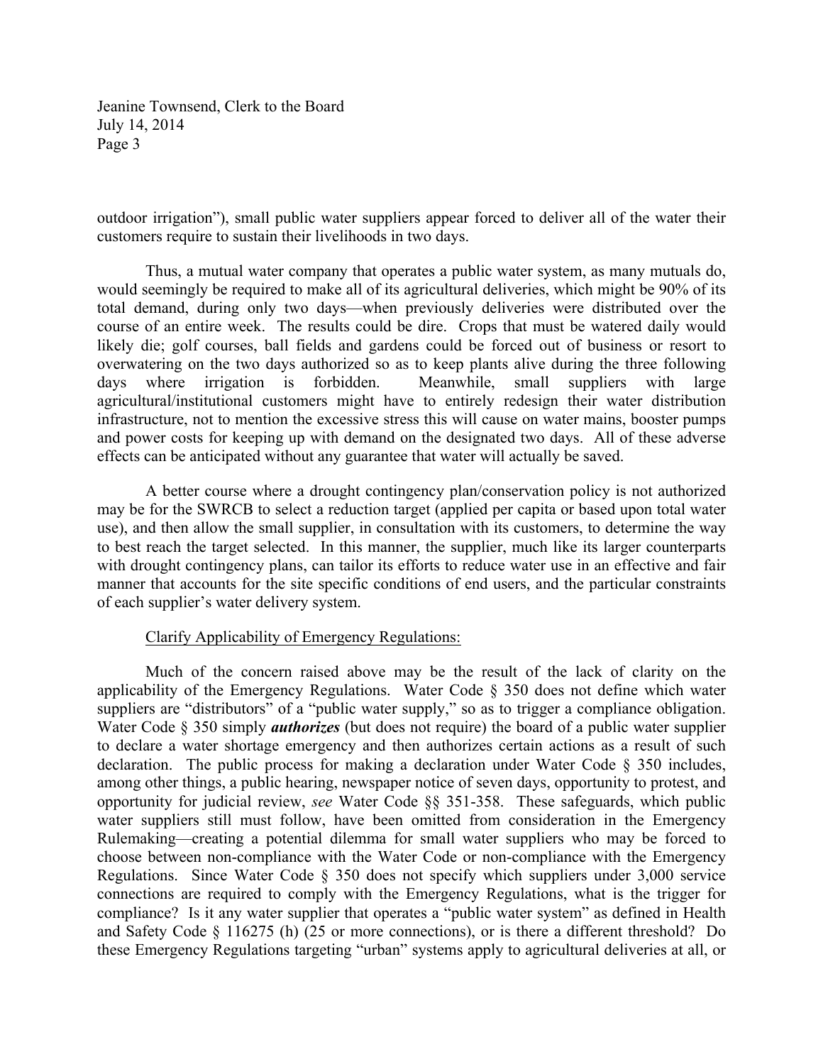outdoor irrigation"), small public water suppliers appear forced to deliver all of the water their customers require to sustain their livelihoods in two days.

Thus, a mutual water company that operates a public water system, as many mutuals do, would seemingly be required to make all of its agricultural deliveries, which might be 90% of its total demand, during only two days—when previously deliveries were distributed over the course of an entire week. The results could be dire. Crops that must be watered daily would likely die; golf courses, ball fields and gardens could be forced out of business or resort to overwatering on the two days authorized so as to keep plants alive during the three following days where irrigation is forbidden. Meanwhile, small suppliers with large agricultural/institutional customers might have to entirely redesign their water distribution infrastructure, not to mention the excessive stress this will cause on water mains, booster pumps and power costs for keeping up with demand on the designated two days. All of these adverse effects can be anticipated without any guarantee that water will actually be saved.

A better course where a drought contingency plan/conservation policy is not authorized may be for the SWRCB to select a reduction target (applied per capita or based upon total water use), and then allow the small supplier, in consultation with its customers, to determine the way to best reach the target selected. In this manner, the supplier, much like its larger counterparts with drought contingency plans, can tailor its efforts to reduce water use in an effective and fair manner that accounts for the site specific conditions of end users, and the particular constraints of each supplier's water delivery system.

<u>Clarify Applicability of Emergency Regulations:</u>

Much of the concern raised above may be the result of the lack of clarity on the applicability of the Emergency Regulations. Water Code § 350 does not define which water suppliers are "distributors" of a "public water supply," so as to trigger a compliance obligation. Water Code § 350 simply ***authorizes*** (but does not require) the board of a public water supplier to declare a water shortage emergency and then authorizes certain actions as a result of such declaration. The public process for making a declaration under Water Code § 350 includes, among other things, a public hearing, newspaper notice of seven days, opportunity to protest, and opportunity for judicial review, *see* Water Code §§ 351-358. These safeguards, which public water suppliers still must follow, have been omitted from consideration in the Emergency Rulemaking—creating a potential dilemma for small water suppliers who may be forced to choose between non-compliance with the Water Code or non-compliance with the Emergency Regulations. Since Water Code § 350 does not specify which suppliers under 3,000 service connections are required to comply with the Emergency Regulations, what is the trigger for compliance? Is it any water supplier that operates a "public water system" as defined in Health and Safety Code § 116275 (h) (25 or more connections), or is there a different threshold? Do these Emergency Regulations targeting "urban" systems apply to agricultural deliveries at all, or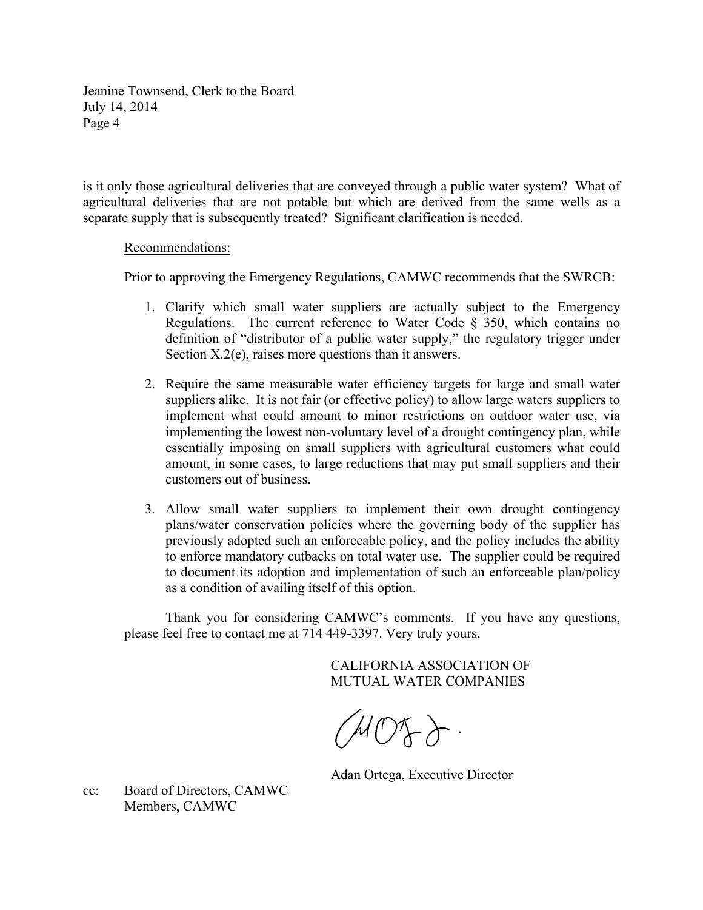is it only those agricultural deliveries that are conveyed through a public water system? What of agricultural deliveries that are not potable but which are derived from the same wells as a separate supply that is subsequently treated? Significant clarification is needed.

Recommendations:

Prior to approving the Emergency Regulations, CAMWC recommends that the SWRCB:

1. Clarify which small water suppliers are actually subject to the Emergency Regulations. The current reference to Water Code § 350, which contains no definition of "distributor of a public water supply," the regulatory trigger under Section X.2(e), raises more questions than it answers.

2. Require the same measurable water efficiency targets for large and small water suppliers alike. It is not fair (or effective policy) to allow large waters suppliers to implement what could amount to minor restrictions on outdoor water use, via implementing the lowest non-voluntary level of a drought contingency plan, while essentially imposing on small suppliers with agricultural customers what could amount, in some cases, to large reductions that may put small suppliers and their customers out of business.

3. Allow small water suppliers to implement their own drought contingency plans/water conservation policies where the governing body of the supplier has previously adopted such an enforceable policy, and the policy includes the ability to enforce mandatory cutbacks on total water use. The supplier could be required to document its adoption and implementation of such an enforceable plan/policy as a condition of availing itself of this option.

Thank you for considering CAMWC's comments. If you have any questions, please feel free to contact me at 714 449-3397. Very truly yours,

CALIFORNIA ASSOCIATION OF
MUTUAL WATER COMPANIES

Adan Ortega, Executive Director

cc: Board of Directors, CAMWC
Members, CAMWC